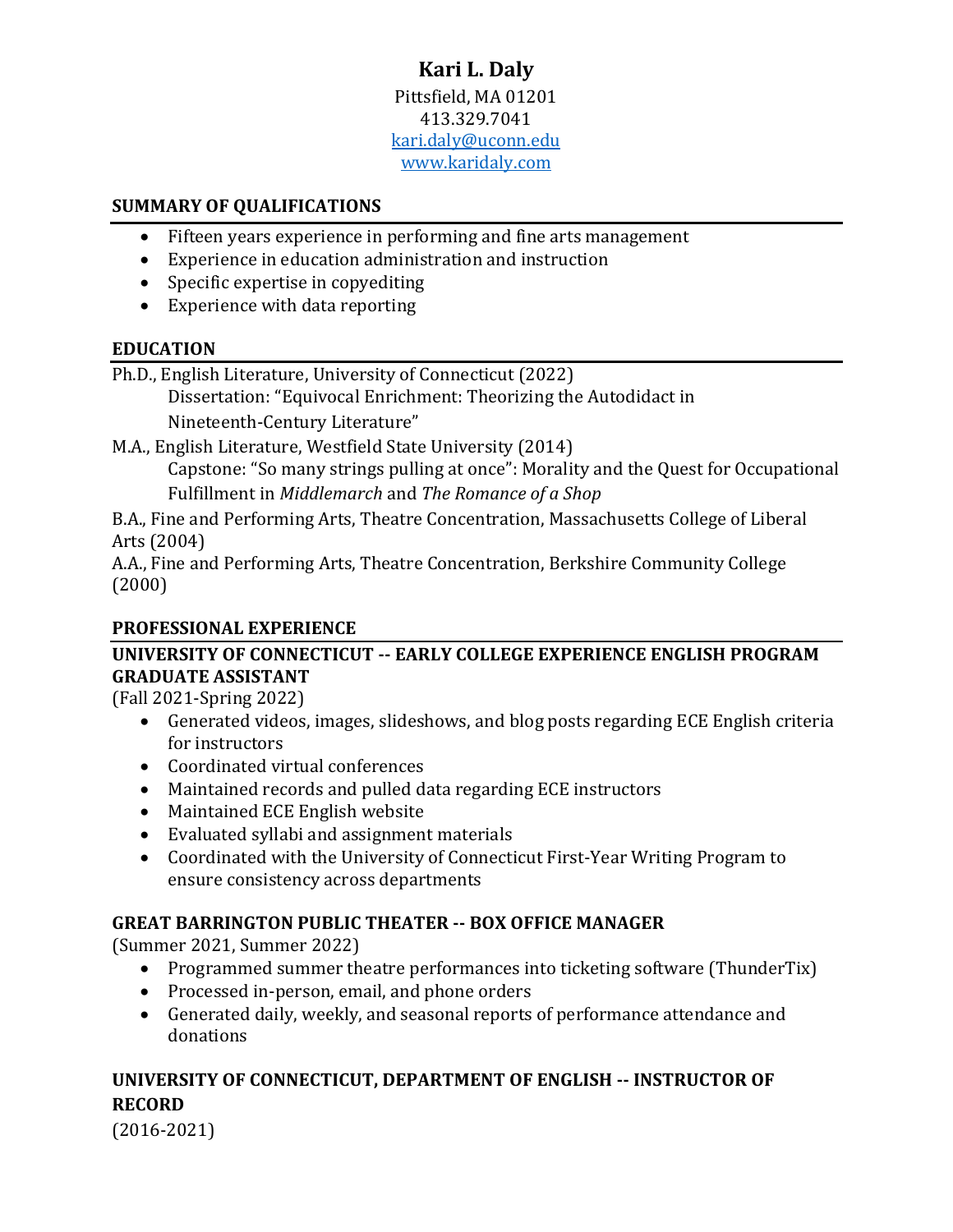# Kari L. Daly

Pittsfield, MA 01201
413.329.7041
[kari.daly@uconn.edu](mailto:kari.daly@uconn.edu)
[www.karidaly.com](http://www.karidaly.com)

## SUMMARY OF QUALIFICATIONS

- Fifteen years experience in performing and fine arts management
- Experience in education administration and instruction
- Specific expertise in copyediting
- Experience with data reporting

## EDUCATION

Ph.D., English Literature, University of Connecticut (2022)
Dissertation: "Equivocal Enrichment: Theorizing the Autodidact in Nineteenth-Century Literature"

M.A., English Literature, Westfield State University (2014)
Capstone: "So many strings pulling at once": Morality and the Quest for Occupational Fulfillment in *Middlemarch* and *The Romance of a Shop*

B.A., Fine and Performing Arts, Theatre Concentration, Massachusetts College of Liberal Arts (2004)

A.A., Fine and Performing Arts, Theatre Concentration, Berkshire Community College (2000)

## PROFESSIONAL EXPERIENCE

### UNIVERSITY OF CONNECTICUT -- EARLY COLLEGE EXPERIENCE ENGLISH PROGRAM GRADUATE ASSISTANT

(Fall 2021-Spring 2022)

- Generated videos, images, slideshows, and blog posts regarding ECE English criteria for instructors
- Coordinated virtual conferences
- Maintained records and pulled data regarding ECE instructors
- Maintained ECE English website
- Evaluated syllabi and assignment materials
- Coordinated with the University of Connecticut First-Year Writing Program to ensure consistency across departments

### GREAT BARRINGTON PUBLIC THEATER -- BOX OFFICE MANAGER

(Summer 2021, Summer 2022)

- Programmed summer theatre performances into ticketing software (ThunderTix)
- Processed in-person, email, and phone orders
- Generated daily, weekly, and seasonal reports of performance attendance and donations

### UNIVERSITY OF CONNECTICUT, DEPARTMENT OF ENGLISH -- INSTRUCTOR OF RECORD

(2016-2021)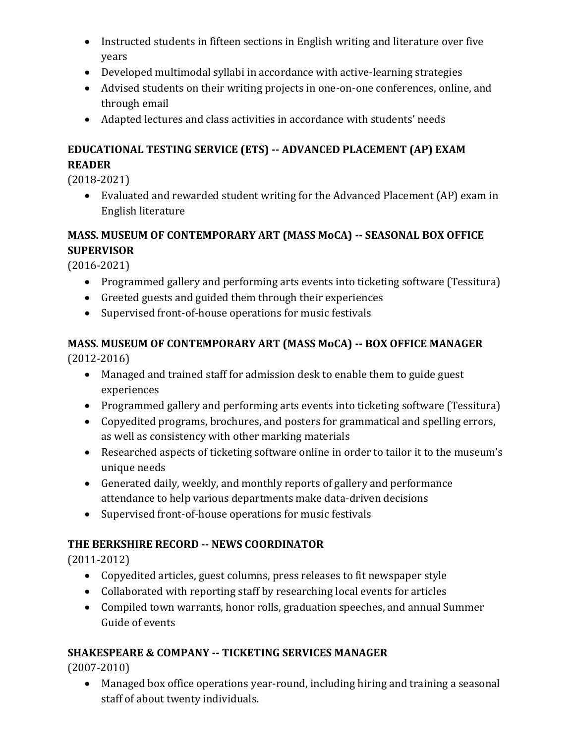- Instructed students in fifteen sections in English writing and literature over five years
- Developed multimodal syllabi in accordance with active-learning strategies
- Advised students on their writing projects in one-on-one conferences, online, and through email
- Adapted lectures and class activities in accordance with students' needs

**EDUCATIONAL TESTING SERVICE (ETS) -- ADVANCED PLACEMENT (AP) EXAM READER**

(2018-2021)

- Evaluated and rewarded student writing for the Advanced Placement (AP) exam in English literature

**MASS. MUSEUM OF CONTEMPORARY ART (MASS MoCA) -- SEASONAL BOX OFFICE SUPERVISOR**

(2016-2021)

- Programmed gallery and performing arts events into ticketing software (Tessitura)
- Greeted guests and guided them through their experiences
- Supervised front-of-house operations for music festivals

**MASS. MUSEUM OF CONTEMPORARY ART (MASS MoCA) -- BOX OFFICE MANAGER**

(2012-2016)

- Managed and trained staff for admission desk to enable them to guide guest experiences
- Programmed gallery and performing arts events into ticketing software (Tessitura)
- Copyedited programs, brochures, and posters for grammatical and spelling errors, as well as consistency with other marking materials
- Researched aspects of ticketing software online in order to tailor it to the museum's unique needs
- Generated daily, weekly, and monthly reports of gallery and performance attendance to help various departments make data-driven decisions
- Supervised front-of-house operations for music festivals

**THE BERKSHIRE RECORD -- NEWS COORDINATOR**

(2011-2012)

- Copyedited articles, guest columns, press releases to fit newspaper style
- Collaborated with reporting staff by researching local events for articles
- Compiled town warrants, honor rolls, graduation speeches, and annual Summer Guide of events

**SHAKESPEARE & COMPANY -- TICKETING SERVICES MANAGER**

(2007-2010)

- Managed box office operations year-round, including hiring and training a seasonal staff of about twenty individuals.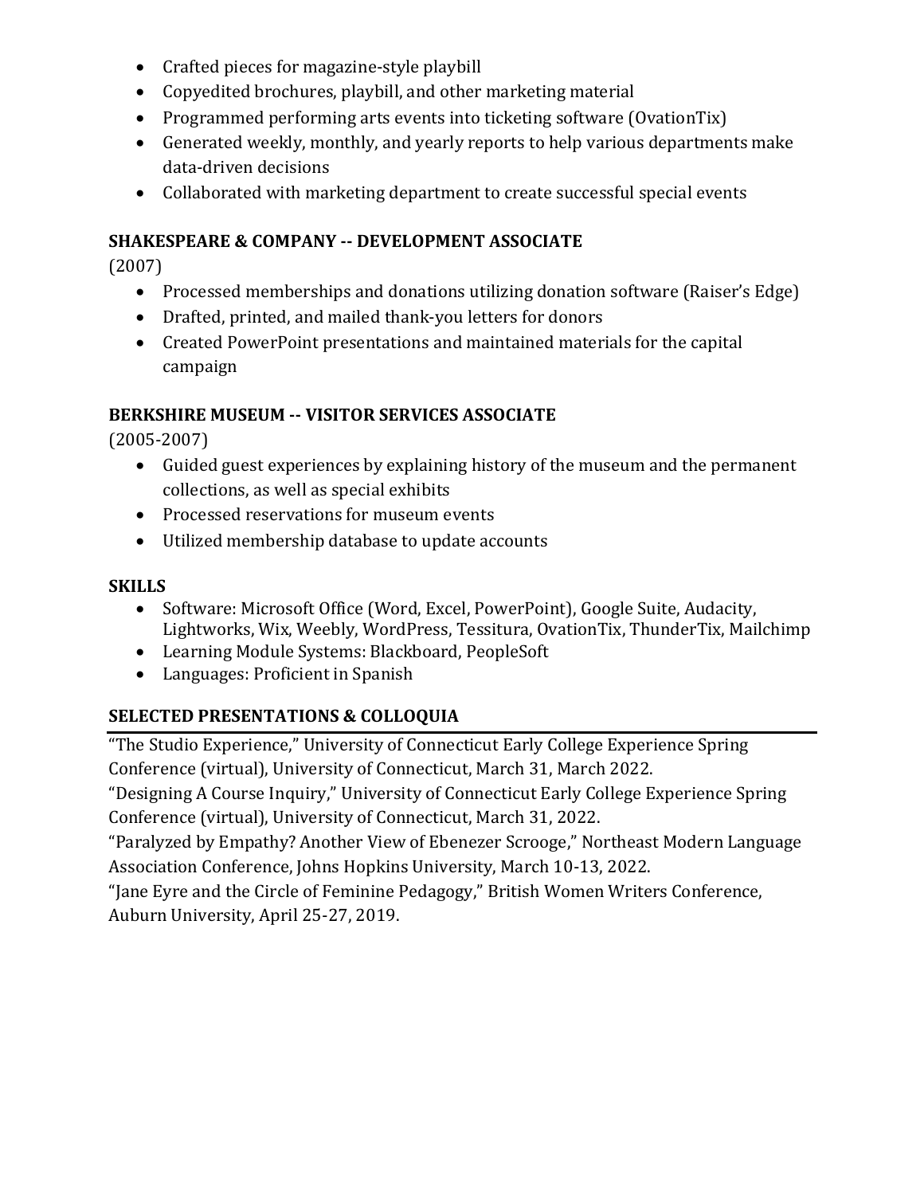- Crafted pieces for magazine-style playbill
- Copyedited brochures, playbill, and other marketing material
- Programmed performing arts events into ticketing software (OvationTix)
- Generated weekly, monthly, and yearly reports to help various departments make data-driven decisions
- Collaborated with marketing department to create successful special events

**SHAKESPEARE & COMPANY -- DEVELOPMENT ASSOCIATE**

(2007)

- Processed memberships and donations utilizing donation software (Raiser's Edge)
- Drafted, printed, and mailed thank-you letters for donors
- Created PowerPoint presentations and maintained materials for the capital campaign

**BERKSHIRE MUSEUM -- VISITOR SERVICES ASSOCIATE**

(2005-2007)

- Guided guest experiences by explaining history of the museum and the permanent collections, as well as special exhibits
- Processed reservations for museum events
- Utilized membership database to update accounts

## SKILLS

- Software: Microsoft Office (Word, Excel, PowerPoint), Google Suite, Audacity, Lightworks, Wix, Weebly, WordPress, Tessitura, OvationTix, ThunderTix, Mailchimp
- Learning Module Systems: Blackboard, PeopleSoft
- Languages: Proficient in Spanish

## SELECTED PRESENTATIONS & COLLOQUIA

"The Studio Experience," University of Connecticut Early College Experience Spring Conference (virtual), University of Connecticut, March 31, March 2022.

"Designing A Course Inquiry," University of Connecticut Early College Experience Spring Conference (virtual), University of Connecticut, March 31, 2022.

"Paralyzed by Empathy? Another View of Ebenezer Scrooge," Northeast Modern Language Association Conference, Johns Hopkins University, March 10-13, 2022.

"Jane Eyre and the Circle of Feminine Pedagogy," British Women Writers Conference, Auburn University, April 25-27, 2019.